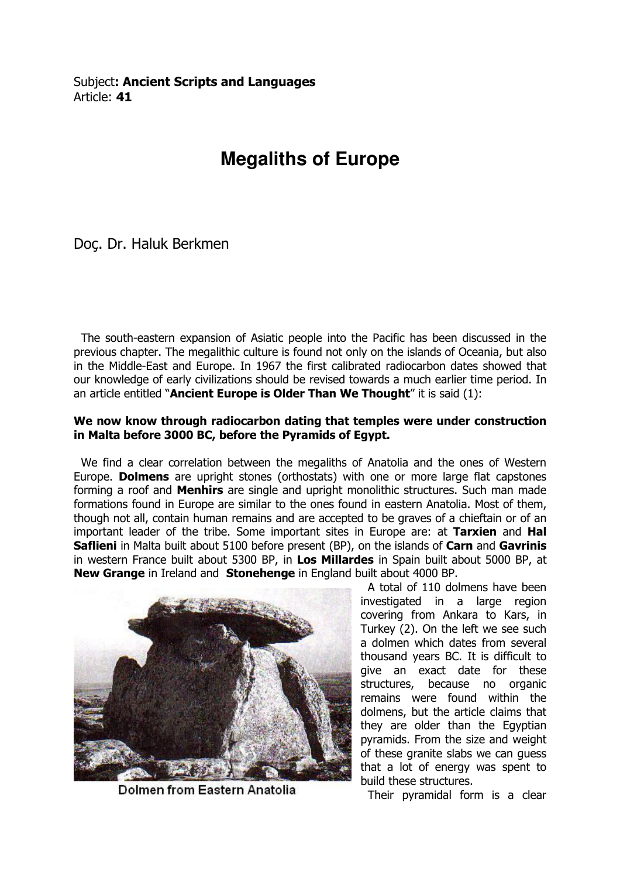Subject**: Ancient Scripts and Languages**
Article: **41**

# Megaliths of Europe

Doç. Dr. Haluk Berkmen

The south-eastern expansion of Asiatic people into the Pacific has been discussed in the previous chapter. The megalithic culture is found not only on the islands of Oceania, but also in the Middle-East and Europe. In 1967 the first calibrated radiocarbon dates showed that our knowledge of early civilizations should be revised towards a much earlier time period. In an article entitled "**Ancient Europe is Older Than We Thought**" it is said (1):

**We now know through radiocarbon dating that temples were under construction in Malta before 3000 BC, before the Pyramids of Egypt.**

We find a clear correlation between the megaliths of Anatolia and the ones of Western Europe. **Dolmens** are upright stones (orthostats) with one or more large flat capstones forming a roof and **Menhirs** are single and upright monolithic structures. Such man made formations found in Europe are similar to the ones found in eastern Anatolia. Most of them, though not all, contain human remains and are accepted to be graves of a chieftain or of an important leader of the tribe. Some important sites in Europe are: at **Tarxien** and **Hal Saflieni** in Malta built about 5100 before present (BP), on the islands of **Carn** and **Gavrinis** in western France built about 5300 BP, in **Los Millardes** in Spain built about 5000 BP, at **New Grange** in Ireland and **Stonehenge** in England built about 4000 BP.

Dolmen from Eastern Anatolia

A total of 110 dolmens have been investigated in a large region covering from Ankara to Kars, in Turkey (2). On the left we see such a dolmen which dates from several thousand years BC. It is difficult to give an exact date for these structures, because no organic remains were found within the dolmens, but the article claims that they are older than the Egyptian pyramids. From the size and weight of these granite slabs we can guess that a lot of energy was spent to build these structures.

Their pyramidal form is a clear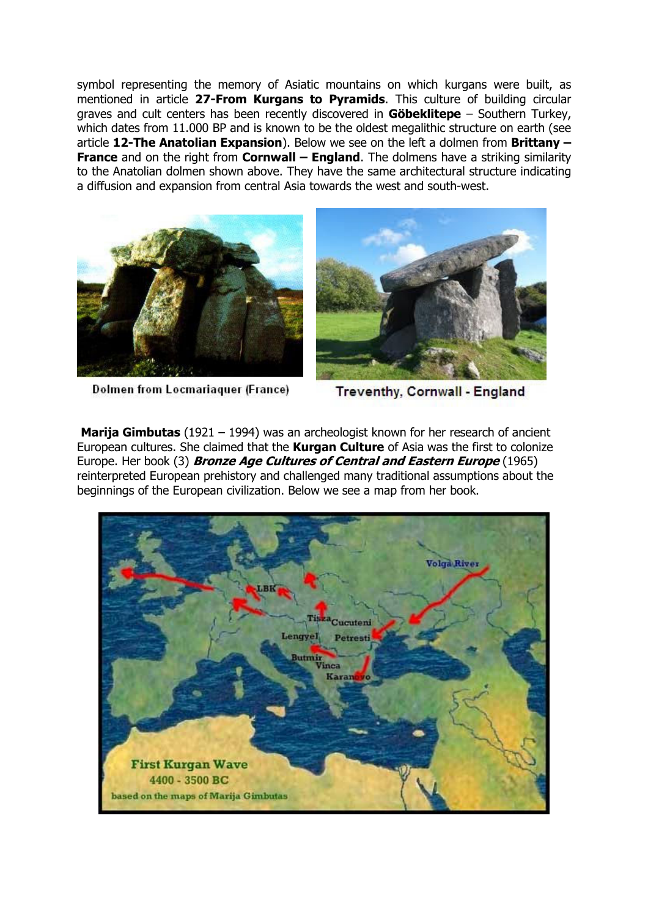symbol representing the memory of Asiatic mountains on which kurgans were built, as mentioned in article **27-From Kurgans to Pyramids**. This culture of building circular graves and cult centers has been recently discovered in **Göbeklitepe** – Southern Turkey, which dates from 11.000 BP and is known to be the oldest megalithic structure on earth (see article **12-The Anatolian Expansion**). Below we see on the left a dolmen from **Brittany – France** and on the right from **Cornwall – England**. The dolmens have a striking similarity to the Anatolian dolmen shown above. They have the same architectural structure indicating a diffusion and expansion from central Asia towards the west and south-west.

Dolmen from Locmariaquer (France)

Treventhy, Cornwall - England

**Marija Gimbutas** (1921 – 1994) was an archeologist known for her research of ancient European cultures. She claimed that the **Kurgan Culture** of Asia was the first to colonize Europe. Her book (3) ***Bronze Age Cultures of Central and Eastern Europe*** (1965) reinterpreted European prehistory and challenged many traditional assumptions about the beginnings of the European civilization. Below we see a map from her book.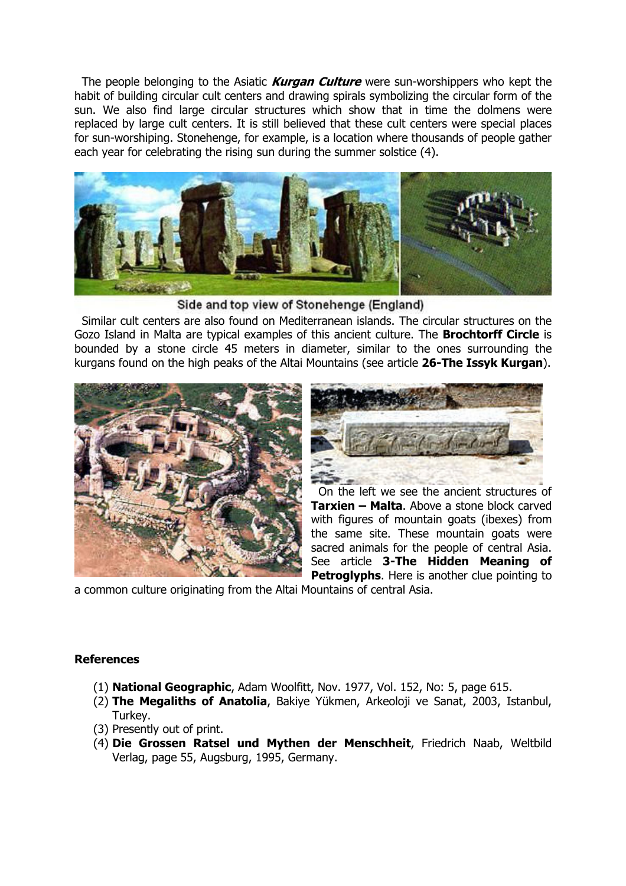The people belonging to the Asiatic ***Kurgan Culture*** were sun-worshippers who kept the habit of building circular cult centers and drawing spirals symbolizing the circular form of the sun. We also find large circular structures which show that in time the dolmens were replaced by large cult centers. It is still believed that these cult centers were special places for sun-worshiping. Stonehenge, for example, is a location where thousands of people gather each year for celebrating the rising sun during the summer solstice (4).

Side and top view of Stonehenge (England)

Similar cult centers are also found on Mediterranean islands. The circular structures on the Gozo Island in Malta are typical examples of this ancient culture. The **Brochtorff Circle** is bounded by a stone circle 45 meters in diameter, similar to the ones surrounding the kurgans found on the high peaks of the Altai Mountains (see article **26-The Issyk Kurgan**).

On the left we see the ancient structures of **Tarxien – Malta**. Above a stone block carved with figures of mountain goats (ibexes) from the same site. These mountain goats were sacred animals for the people of central Asia. See article **3-The Hidden Meaning of Petroglyphs**. Here is another clue pointing to a common culture originating from the Altai Mountains of central Asia.

**References**

1. **National Geographic**, Adam Woolfitt, Nov. 1977, Vol. 152, No: 5, page 615.
2. **The Megaliths of Anatolia**, Bakiye Yükmen, Arkeoloji ve Sanat, 2003, Istanbul, Turkey.
3. Presently out of print.
4. **Die Grossen Ratsel und Mythen der Menschheit**, Friedrich Naab, Weltbild Verlag, page 55, Augsburg, 1995, Germany.